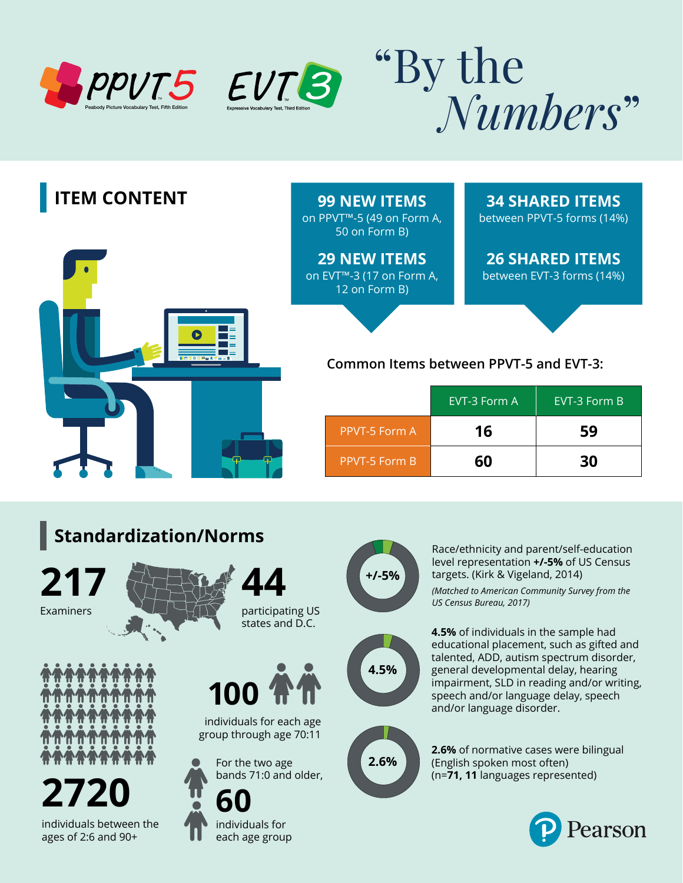PPVT5 Peabody Picture Vocabulary Test, Fifth Edition

EVT3 Expressive Vocabulary Test, Third Edition

# "By the Numbers"

## ITEM CONTENT

**99 NEW ITEMS**
on PPVT™-5 (49 on Form A, 50 on Form B)

**29 NEW ITEMS**
on EVT™-3 (17 on Form A, 12 on Form B)

**34 SHARED ITEMS**
between PPVT-5 forms (14%)

**26 SHARED ITEMS**
between EVT-3 forms (14%)

Common Items between PPVT-5 and EVT-3:

| | EVT-3 Form A | EVT-3 Form B |
|---|---|---|
| PPVT-5 Form A | **16** | **59** |
| PPVT-5 Form B | **60** | **30** |

## Standardization/Norms

**217**
Examiners

**44**
participating US states and D.C.

**2720**
individuals between the ages of 2:6 and 90+

**100**
individuals for each age group through age 70:11

For the two age bands 71:0 and older,
**60**
individuals for each age group

**+/-5%**
Race/ethnicity and parent/self-education level representation **+/-5%** of US Census targets. (Kirk & Vigeland, 2014)

*(Matched to American Community Survey from the US Census Bureau, 2017)*

**4.5%**
**4.5%** of individuals in the sample had educational placement, such as gifted and talented, ADD, autism spectrum disorder, general developmental delay, hearing impairment, SLD in reading and/or writing, speech and/or language delay, speech and/or language disorder.

**2.6%**
**2.6%** of normative cases were bilingual (English spoken most often) (n=**71, 11** languages represented)

Pearson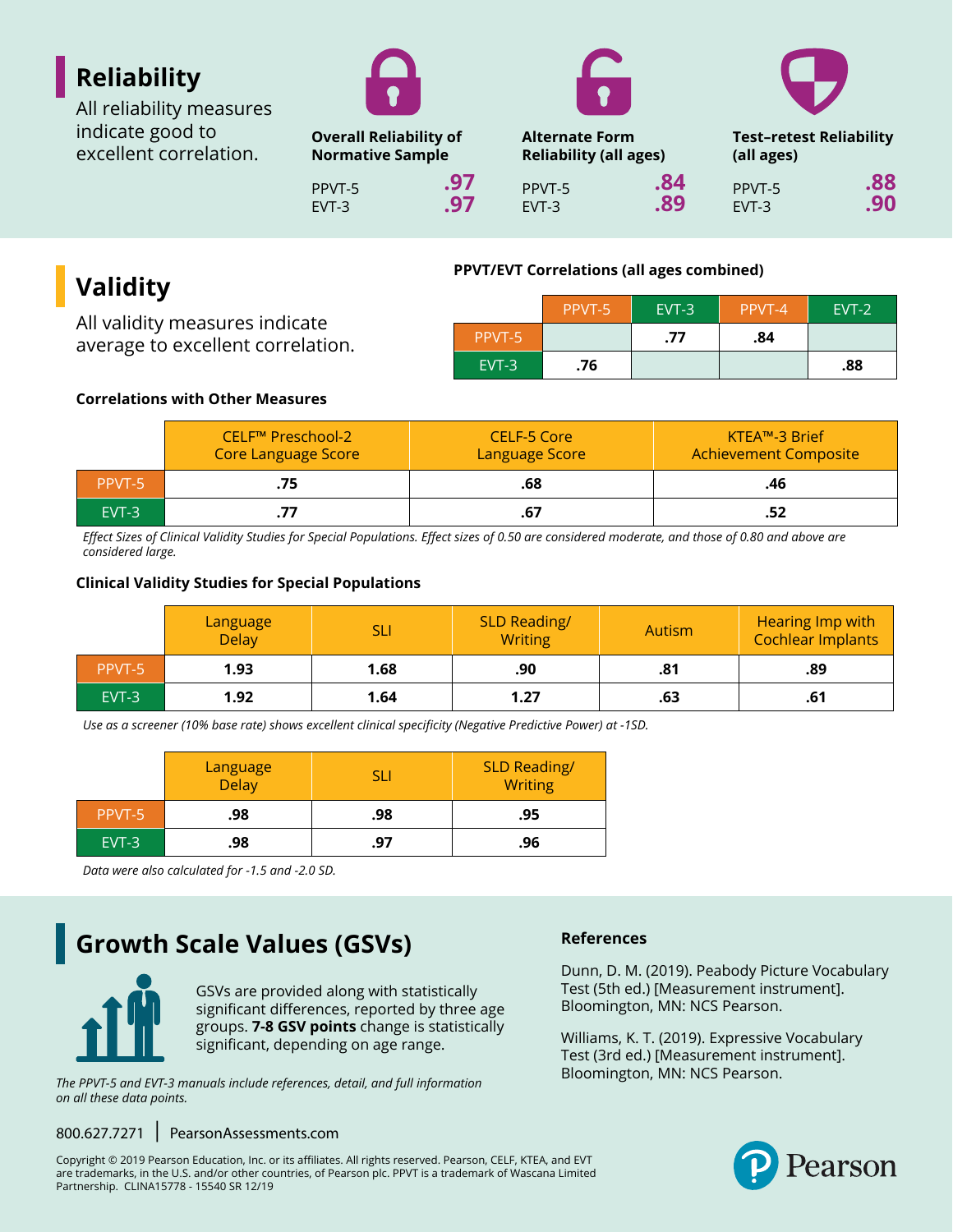## Reliability

All reliability measures indicate good to excellent correlation.

**Overall Reliability of Normative Sample**

| | |
|---|---|
| PPVT-5 | .97 |
| EVT-3 | .97 |

**Alternate Form Reliability (all ages)**

| | |
|---|---|
| PPVT-5 | .84 |
| EVT-3 | .89 |

**Test–retest Reliability (all ages)**

| | |
|---|---|
| PPVT-5 | .88 |
| EVT-3 | .90 |

## Validity

All validity measures indicate average to excellent correlation.

**PPVT/EVT Correlations (all ages combined)**

| | PPVT-5 | EVT-3 | PPVT-4 | EVT-2 |
|---|---|---|---|---|
| PPVT-5 | | .77 | .84 | |
| EVT-3 | .76 | | | .88 |

**Correlations with Other Measures**

| | CELF™ Preschool-2 Core Language Score | CELF-5 Core Language Score | KTEA™-3 Brief Achievement Composite |
|---|---|---|---|
| PPVT-5 | .75 | .68 | .46 |
| EVT-3 | .77 | .67 | .52 |

*Effect Sizes of Clinical Validity Studies for Special Populations. Effect sizes of 0.50 are considered moderate, and those of 0.80 and above are considered large.*

**Clinical Validity Studies for Special Populations**

| | Language Delay | SLI | SLD Reading/ Writing | Autism | Hearing Imp with Cochlear Implants |
|---|---|---|---|---|---|
| PPVT-5 | 1.93 | 1.68 | .90 | .81 | .89 |
| EVT-3 | 1.92 | 1.64 | 1.27 | .63 | .61 |

*Use as a screener (10% base rate) shows excellent clinical specificity (Negative Predictive Power) at -1SD.*

| | Language Delay | SLI | SLD Reading/ Writing |
|---|---|---|---|
| PPVT-5 | .98 | .98 | .95 |
| EVT-3 | .98 | .97 | .96 |

*Data were also calculated for -1.5 and -2.0 SD.*

## Growth Scale Values (GSVs)

GSVs are provided along with statistically significant differences, reported by three age groups. **7-8 GSV points** change is statistically significant, depending on age range.

*The PPVT-5 and EVT-3 manuals include references, detail, and full information on all these data points.*

### References

Dunn, D. M. (2019). Peabody Picture Vocabulary Test (5th ed.) [Measurement instrument]. Bloomington, MN: NCS Pearson.

Williams, K. T. (2019). Expressive Vocabulary Test (3rd ed.) [Measurement instrument]. Bloomington, MN: NCS Pearson.

800.627.7271 | PearsonAssessments.com

Copyright © 2019 Pearson Education, Inc. or its affiliates. All rights reserved. Pearson, CELF, KTEA, and EVT are trademarks, in the U.S. and/or other countries, of Pearson plc. PPVT is a trademark of Wascana Limited Partnership. CLINA15778 - 15540 SR 12/19

Pearson